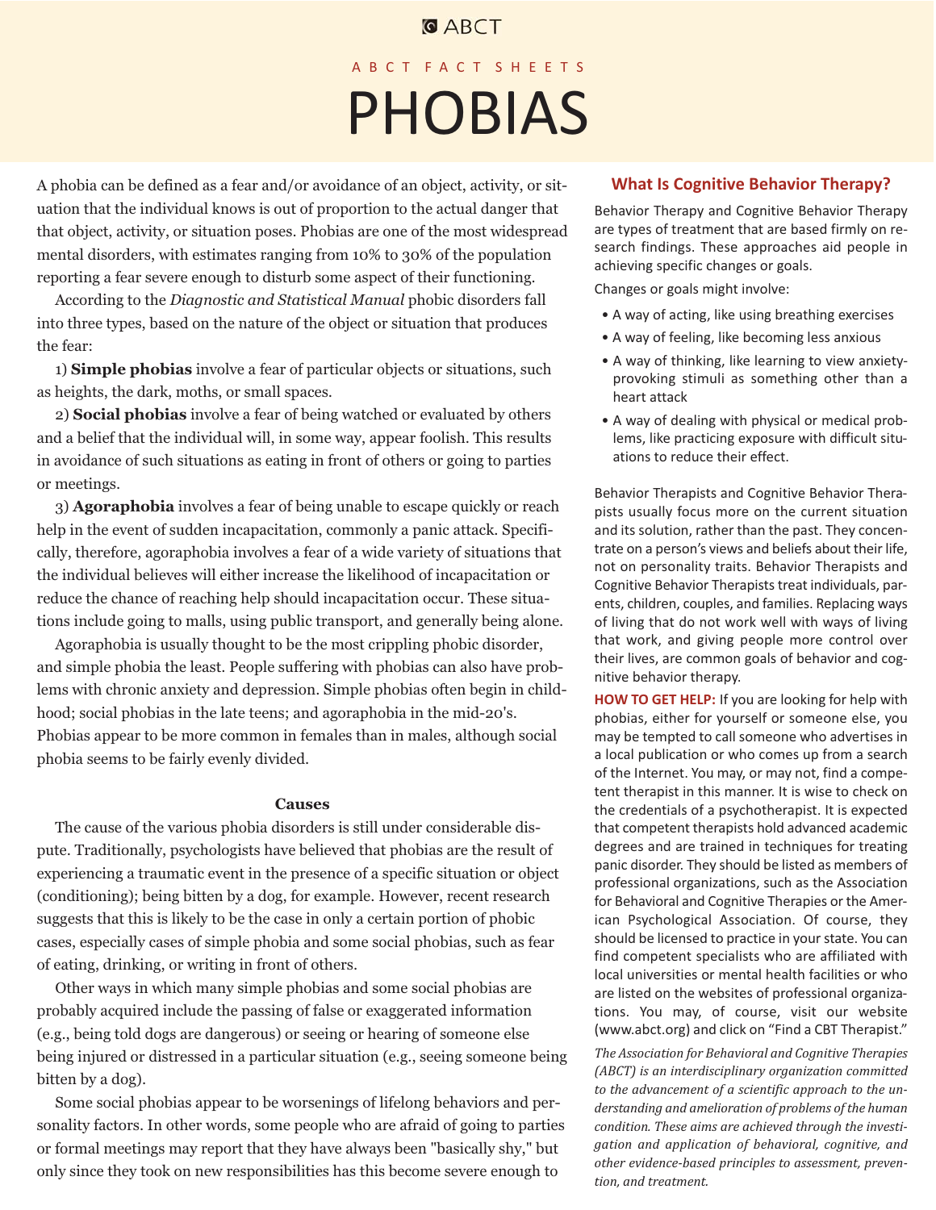ABCT

ABCT FACT SHEETS

# PHOBIAS

A phobia can be defined as a fear and/or avoidance of an object, activity, or situation that the individual knows is out of proportion to the actual danger that that object, activity, or situation poses. Phobias are one of the most widespread mental disorders, with estimates ranging from 10% to 30% of the population reporting a fear severe enough to disturb some aspect of their functioning.

According to the *Diagnostic and Statistical Manual* phobic disorders fall into three types, based on the nature of the object or situation that produces the fear:

1) **Simple phobias** involve a fear of particular objects or situations, such as heights, the dark, moths, or small spaces.

2) **Social phobias** involve a fear of being watched or evaluated by others and a belief that the individual will, in some way, appear foolish. This results in avoidance of such situations as eating in front of others or going to parties or meetings.

3) **Agoraphobia** involves a fear of being unable to escape quickly or reach help in the event of sudden incapacitation, commonly a panic attack. Specifically, therefore, agoraphobia involves a fear of a wide variety of situations that the individual believes will either increase the likelihood of incapacitation or reduce the chance of reaching help should incapacitation occur. These situations include going to malls, using public transport, and generally being alone.

Agoraphobia is usually thought to be the most crippling phobic disorder, and simple phobia the least. People suffering with phobias can also have problems with chronic anxiety and depression. Simple phobias often begin in childhood; social phobias in the late teens; and agoraphobia in the mid-20's. Phobias appear to be more common in females than in males, although social phobia seems to be fairly evenly divided.

### Causes

The cause of the various phobia disorders is still under considerable dispute. Traditionally, psychologists have believed that phobias are the result of experiencing a traumatic event in the presence of a specific situation or object (conditioning); being bitten by a dog, for example. However, recent research suggests that this is likely to be the case in only a certain portion of phobic cases, especially cases of simple phobia and some social phobias, such as fear of eating, drinking, or writing in front of others.

Other ways in which many simple phobias and some social phobias are probably acquired include the passing of false or exaggerated information (e.g., being told dogs are dangerous) or seeing or hearing of someone else being injured or distressed in a particular situation (e.g., seeing someone being bitten by a dog).

Some social phobias appear to be worsenings of lifelong behaviors and personality factors. In other words, some people who are afraid of going to parties or formal meetings may report that they have always been "basically shy," but only since they took on new responsibilities has this become severe enough to

## What Is Cognitive Behavior Therapy?

Behavior Therapy and Cognitive Behavior Therapy are types of treatment that are based firmly on research findings. These approaches aid people in achieving specific changes or goals.

Changes or goals might involve:

- A way of acting, like using breathing exercises
- A way of feeling, like becoming less anxious
- A way of thinking, like learning to view anxiety-provoking stimuli as something other than a heart attack
- A way of dealing with physical or medical problems, like practicing exposure with difficult situations to reduce their effect.

Behavior Therapists and Cognitive Behavior Therapists usually focus more on the current situation and its solution, rather than the past. They concentrate on a person's views and beliefs about their life, not on personality traits. Behavior Therapists and Cognitive Behavior Therapists treat individuals, parents, children, couples, and families. Replacing ways of living that do not work well with ways of living that work, and giving people more control over their lives, are common goals of behavior and cognitive behavior therapy.

**HOW TO GET HELP:** If you are looking for help with phobias, either for yourself or someone else, you may be tempted to call someone who advertises in a local publication or who comes up from a search of the Internet. You may, or may not, find a competent therapist in this manner. It is wise to check on the credentials of a psychotherapist. It is expected that competent therapists hold advanced academic degrees and are trained in techniques for treating panic disorder. They should be listed as members of professional organizations, such as the Association for Behavioral and Cognitive Therapies or the American Psychological Association. Of course, they should be licensed to practice in your state. You can find competent specialists who are affiliated with local universities or mental health facilities or who are listed on the websites of professional organizations. You may, of course, visit our website (www.abct.org) and click on "Find a CBT Therapist."

*The Association for Behavioral and Cognitive Therapies (ABCT) is an interdisciplinary organization committed to the advancement of a scientific approach to the understanding and amelioration of problems of the human condition. These aims are achieved through the investigation and application of behavioral, cognitive, and other evidence-based principles to assessment, prevention, and treatment.*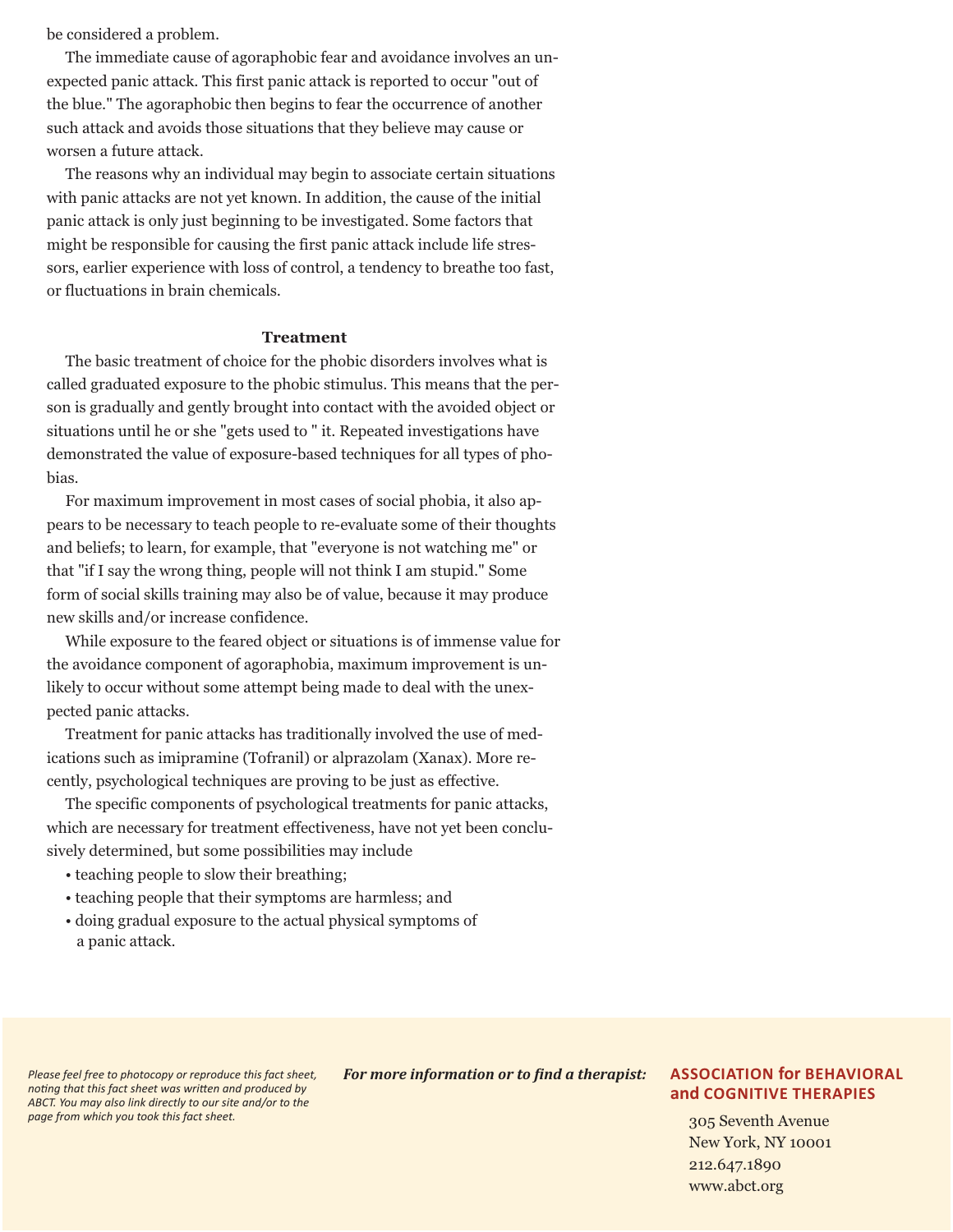be considered a problem.

The immediate cause of agoraphobic fear and avoidance involves an unexpected panic attack. This first panic attack is reported to occur "out of the blue." The agoraphobic then begins to fear the occurrence of another such attack and avoids those situations that they believe may cause or worsen a future attack.

The reasons why an individual may begin to associate certain situations with panic attacks are not yet known. In addition, the cause of the initial panic attack is only just beginning to be investigated. Some factors that might be responsible for causing the first panic attack include life stressors, earlier experience with loss of control, a tendency to breathe too fast, or fluctuations in brain chemicals.

## Treatment

The basic treatment of choice for the phobic disorders involves what is called graduated exposure to the phobic stimulus. This means that the person is gradually and gently brought into contact with the avoided object or situations until he or she "gets used to " it. Repeated investigations have demonstrated the value of exposure-based techniques for all types of phobias.

For maximum improvement in most cases of social phobia, it also appears to be necessary to teach people to re-evaluate some of their thoughts and beliefs; to learn, for example, that "everyone is not watching me" or that "if I say the wrong thing, people will not think I am stupid." Some form of social skills training may also be of value, because it may produce new skills and/or increase confidence.

While exposure to the feared object or situations is of immense value for the avoidance component of agoraphobia, maximum improvement is unlikely to occur without some attempt being made to deal with the unexpected panic attacks.

Treatment for panic attacks has traditionally involved the use of medications such as imipramine (Tofranil) or alprazolam (Xanax). More recently, psychological techniques are proving to be just as effective.

The specific components of psychological treatments for panic attacks, which are necessary for treatment effectiveness, have not yet been conclusively determined, but some possibilities may include

- teaching people to slow their breathing;
- teaching people that their symptoms are harmless; and
- doing gradual exposure to the actual physical symptoms of a panic attack.

*Please feel free to photocopy or reproduce this fact sheet, noting that this fact sheet was written and produced by ABCT. You may also link directly to our site and/or to the page from which you took this fact sheet.*

***For more information or to find a therapist:***

**ASSOCIATION for BEHAVIORAL and COGNITIVE THERAPIES**

305 Seventh Avenue
New York, NY 10001
212.647.1890
www.abct.org